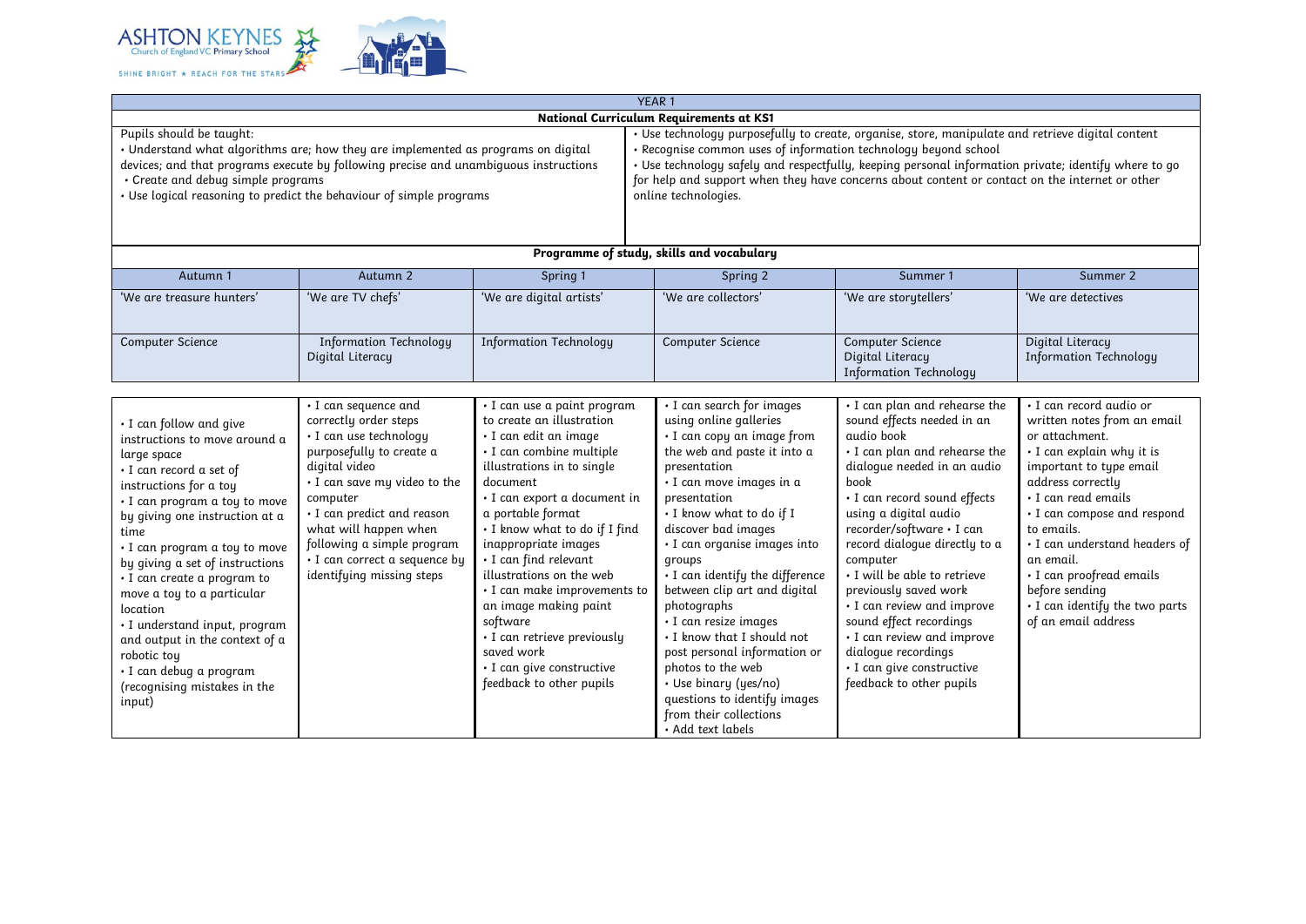ASHTON KEYNES
Church of England VC Primary School
SHINE BRIGHT ★ REACH FOR THE STARS

# YEAR 1

## National Curriculum Requirements at KS1

| Pupils should be taught: | |
|---|---|
| • Understand what algorithms are; how they are implemented as programs on digital devices; and that programs execute by following precise and unambiguous instructions<br>• Create and debug simple programs<br>• Use logical reasoning to predict the behaviour of simple programs | • Use technology purposefully to create, organise, store, manipulate and retrieve digital content<br>• Recognise common uses of information technology beyond school<br>• Use technology safely and respectfully, keeping personal information private; identify where to go for help and support when they have concerns about content or contact on the internet or other online technologies. |

## Programme of study, skills and vocabulary

| Autumn 1 | Autumn 2 | Spring 1 | Spring 2 | Summer 1 | Summer 2 |
|---|---|---|---|---|---|
| 'We are treasure hunters' | 'We are TV chefs' | 'We are digital artists' | 'We are collectors' | 'We are storytellers' | 'We are detectives |
| Computer Science | Information Technology<br>Digital Literacy | Information Technology | Computer Science | Computer Science<br>Digital Literacy<br>Information Technology | Digital Literacy<br>Information Technology |
| • I can follow and give instructions to move around a large space<br>• I can record a set of instructions for a toy<br>• I can program a toy to move by giving one instruction at a time<br>• I can program a toy to move by giving a set of instructions<br>• I can create a program to move a toy to a particular location<br>• I understand input, program and output in the context of a robotic toy<br>• I can debug a program (recognising mistakes in the input) | • I can sequence and correctly order steps<br>• I can use technology purposefully to create a digital video<br>• I can save my video to the computer<br>• I can predict and reason what will happen when following a simple program<br>• I can correct a sequence by identifying missing steps | • I can use a paint program to create an illustration<br>• I can edit an image<br>• I can combine multiple illustrations in to single document<br>• I can export a document in a portable format<br>• I know what to do if I find inappropriate images<br>• I can find relevant illustrations on the web<br>• I can make improvements to an image making paint software<br>• I can retrieve previously saved work<br>• I can give constructive feedback to other pupils | • I can search for images using online galleries<br>• I can copy an image from the web and paste it into a presentation<br>• I can move images in a presentation<br>• I know what to do if I discover bad images<br>• I can organise images into groups<br>• I can identify the difference between clip art and digital photographs<br>• I can resize images<br>• I know that I should not post personal information or photos to the web<br>• Use binary (yes/no) questions to identify images from their collections<br>• Add text labels | • I can plan and rehearse the sound effects needed in an audio book<br>• I can plan and rehearse the dialogue needed in an audio book<br>• I can record sound effects using a digital audio recorder/software • I can record dialogue directly to a computer<br>• I will be able to retrieve previously saved work<br>• I can review and improve sound effect recordings<br>• I can review and improve dialogue recordings<br>• I can give constructive feedback to other pupils | • I can record audio or written notes from an email or attachment.<br>• I can explain why it is important to type email address correctly<br>• I can read emails<br>• I can compose and respond to emails.<br>• I can understand headers of an email.<br>• I can proofread emails before sending<br>• I can identify the two parts of an email address |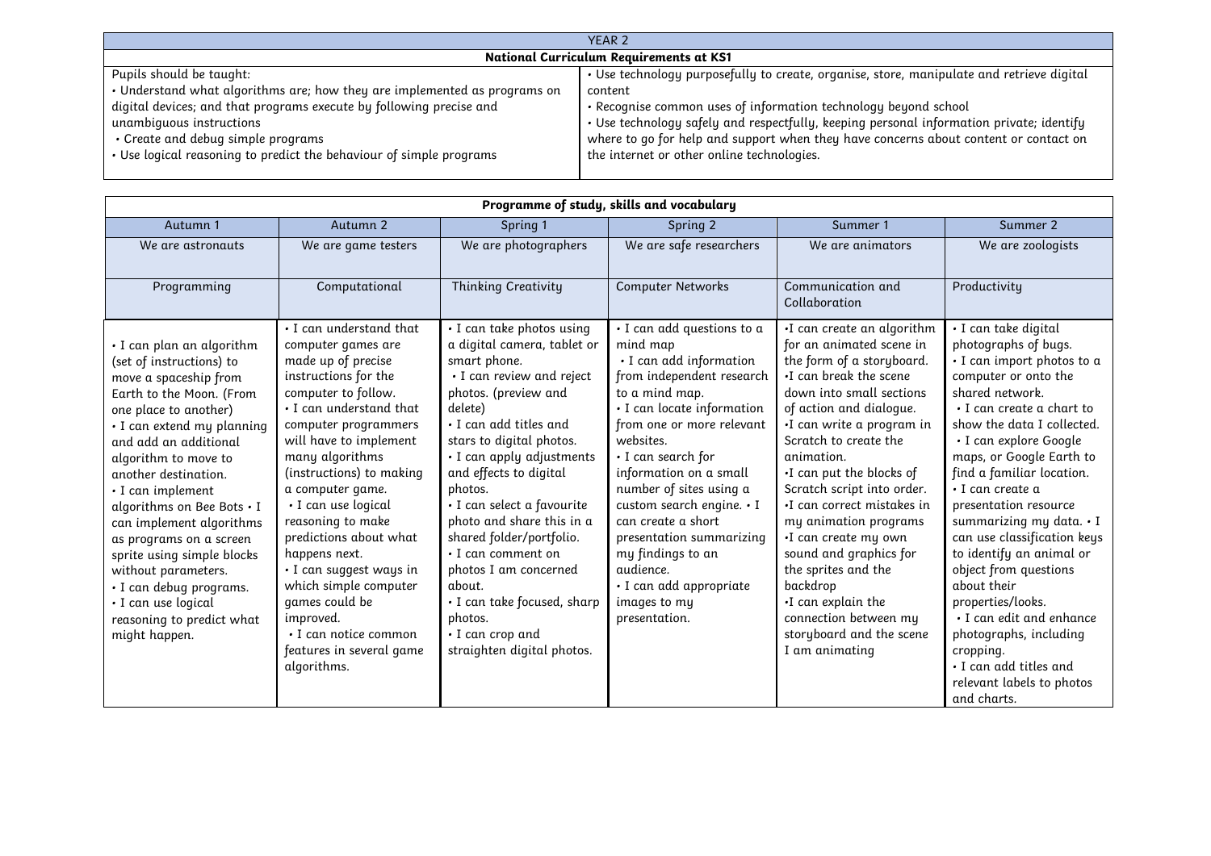| YEAR 2 | |
|---|---|
| **National Curriculum Requirements at KS1** | |
| Pupils should be taught:<br>• Understand what algorithms are; how they are implemented as programs on digital devices; and that programs execute by following precise and unambiguous instructions<br>• Create and debug simple programs<br>• Use logical reasoning to predict the behaviour of simple programs | • Use technology purposefully to create, organise, store, manipulate and retrieve digital content<br>• Recognise common uses of information technology beyond school<br>• Use technology safely and respectfully, keeping personal information private; identify where to go for help and support when they have concerns about content or contact on the internet or other online technologies. |

| **Programme of study, skills and vocabulary** | | | | | |
|---|---|---|---|---|---|
| Autumn 1 | Autumn 2 | Spring 1 | Spring 2 | Summer 1 | Summer 2 |
| We are astronauts | We are game testers | We are photographers | We are safe researchers | We are animators | We are zoologists |
| Programming | Computational | Thinking Creativity | Computer Networks | Communication and Collaboration | Productivity |
| • I can plan an algorithm (set of instructions) to move a spaceship from Earth to the Moon. (From one place to another)<br>• I can extend my planning and add an additional algorithm to move to another destination.<br>• I can implement algorithms on Bee Bots • I can implement algorithms as programs on a screen sprite using simple blocks without parameters.<br>• I can debug programs.<br>• I can use logical reasoning to predict what might happen. | • I can understand that computer games are made up of precise instructions for the computer to follow.<br>• I can understand that computer programmers will have to implement many algorithms (instructions) to making a computer game.<br>• I can use logical reasoning to make predictions about what happens next.<br>• I can suggest ways in which simple computer games could be improved.<br>• I can notice common features in several game algorithms. | • I can take photos using a digital camera, tablet or smart phone.<br>• I can review and reject photos. (preview and delete)<br>• I can add titles and stars to digital photos.<br>• I can apply adjustments and effects to digital photos.<br>• I can select a favourite photo and share this in a shared folder/portfolio.<br>• I can comment on photos I am concerned about.<br>• I can take focused, sharp photos.<br>• I can crop and straighten digital photos. | • I can add questions to a mind map<br>• I can add information from independent research to a mind map.<br>• I can locate information from one or more relevant websites.<br>• I can search for information on a small number of sites using a custom search engine. • I can create a short presentation summarizing my findings to an audience.<br>• I can add appropriate images to my presentation. | •I can create an algorithm for an animated scene in the form of a storyboard.<br>•I can break the scene down into small sections of action and dialogue.<br>•I can write a program in Scratch to create the animation.<br>•I can put the blocks of Scratch script into order.<br>•I can correct mistakes in my animation programs<br>•I can create my own sound and graphics for the sprites and the backdrop<br>•I can explain the connection between my storyboard and the scene I am animating | • I can take digital photographs of bugs.<br>• I can import photos to a computer or onto the shared network.<br>• I can create a chart to show the data I collected.<br>• I can explore Google maps, or Google Earth to find a familiar location.<br>• I can create a presentation resource summarizing my data. • I can use classification keys to identify an animal or object from questions about their properties/looks.<br>• I can edit and enhance photographs, including cropping.<br>• I can add titles and relevant labels to photos and charts. |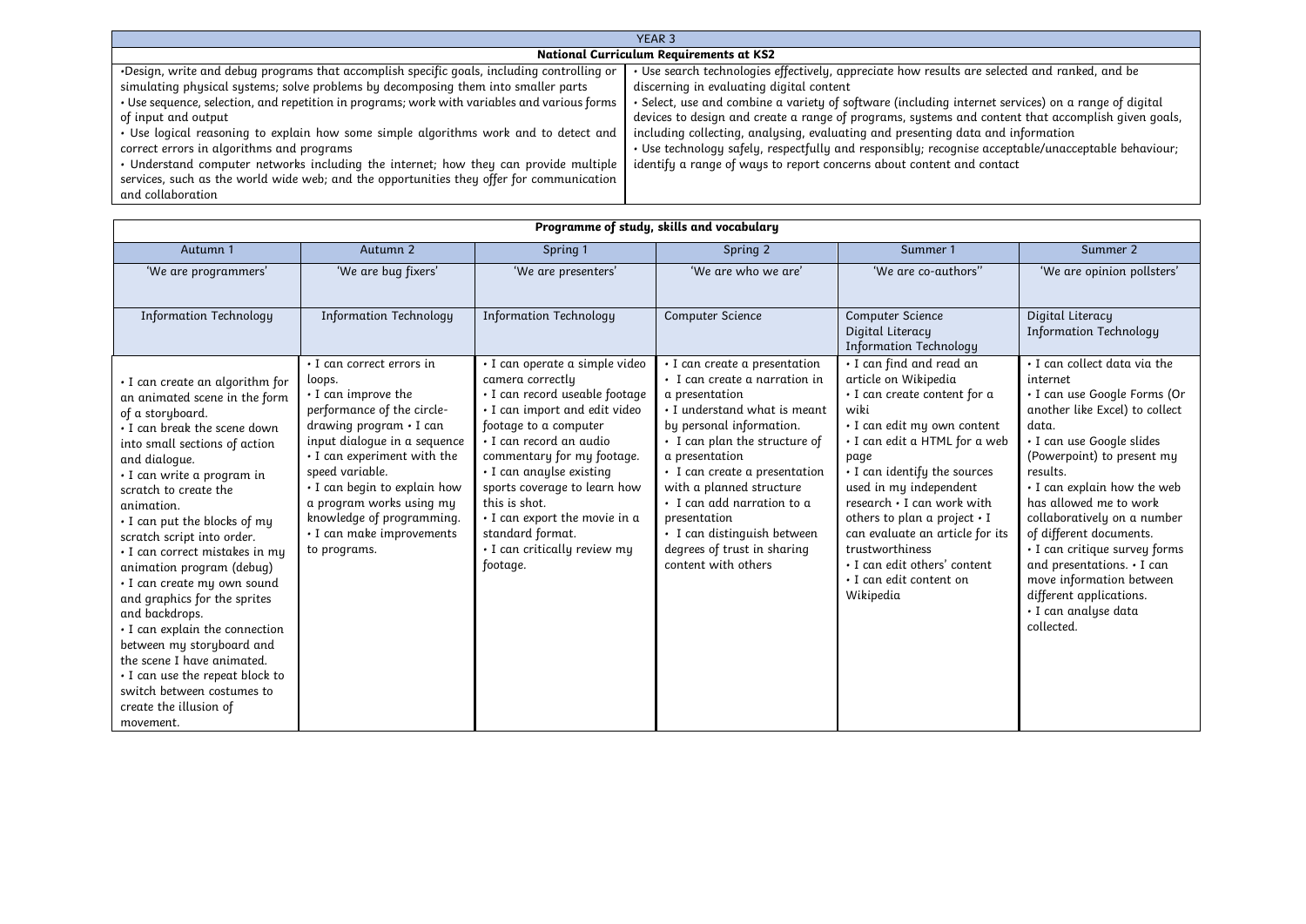| YEAR 3 | |
|---|---|
| **National Curriculum Requirements at KS2** | |
| •Design, write and debug programs that accomplish specific goals, including controlling or simulating physical systems; solve problems by decomposing them into smaller parts<br>• Use sequence, selection, and repetition in programs; work with variables and various forms of input and output<br>• Use logical reasoning to explain how some simple algorithms work and to detect and correct errors in algorithms and programs<br>• Understand computer networks including the internet; how they can provide multiple services, such as the world wide web; and the opportunities they offer for communication and collaboration | • Use search technologies effectively, appreciate how results are selected and ranked, and be discerning in evaluating digital content<br>• Select, use and combine a variety of software (including internet services) on a range of digital devices to design and create a range of programs, systems and content that accomplish given goals, including collecting, analysing, evaluating and presenting data and information<br>• Use technology safely, respectfully and responsibly; recognise acceptable/unacceptable behaviour; identify a range of ways to report concerns about content and contact |

| **Programme of study, skills and vocabulary** | | | | | |
|---|---|---|---|---|---|
| Autumn 1 | Autumn 2 | Spring 1 | Spring 2 | Summer 1 | Summer 2 |
| 'We are programmers' | 'We are bug fixers' | 'We are presenters' | 'We are who we are' | 'We are co-authors'' | 'We are opinion pollsters' |
| Information Technology | Information Technology | Information Technology | Computer Science | Computer Science<br>Digital Literacy<br>Information Technology | Digital Literacy<br>Information Technology |
| • I can create an algorithm for an animated scene in the form of a storyboard.<br>• I can break the scene down into small sections of action and dialogue.<br>• I can write a program in scratch to create the animation.<br>• I can put the blocks of my scratch script into order.<br>• I can correct mistakes in my animation program (debug)<br>• I can create my own sound and graphics for the sprites and backdrops.<br>• I can explain the connection between my storyboard and the scene I have animated.<br>• I can use the repeat block to switch between costumes to create the illusion of movement. | • I can correct errors in loops.<br>• I can improve the performance of the circle-drawing program • I can input dialogue in a sequence<br>• I can experiment with the speed variable.<br>• I can begin to explain how a program works using my knowledge of programming.<br>• I can make improvements to programs. | • I can operate a simple video camera correctly<br>• I can record useable footage<br>• I can import and edit video footage to a computer<br>• I can record an audio commentary for my footage.<br>• I can anaylse existing sports coverage to learn how this is shot.<br>• I can export the movie in a standard format.<br>• I can critically review my footage. | • I can create a presentation<br>• I can create a narration in a presentation<br>• I understand what is meant by personal information.<br>• I can plan the structure of a presentation<br>• I can create a presentation with a planned structure<br>• I can add narration to a presentation<br>• I can distinguish between degrees of trust in sharing content with others | • I can find and read an article on Wikipedia<br>• I can create content for a wiki<br>• I can edit my own content<br>• I can edit a HTML for a web page<br>• I can identify the sources used in my independent research • I can work with others to plan a project • I can evaluate an article for its trustworthiness<br>• I can edit others' content<br>• I can edit content on Wikipedia | • I can collect data via the internet<br>• I can use Google Forms (Or another like Excel) to collect data.<br>• I can use Google slides (Powerpoint) to present my results.<br>• I can explain how the web has allowed me to work collaboratively on a number of different documents.<br>• I can critique survey forms and presentations. • I can move information between different applications.<br>• I can analyse data collected. |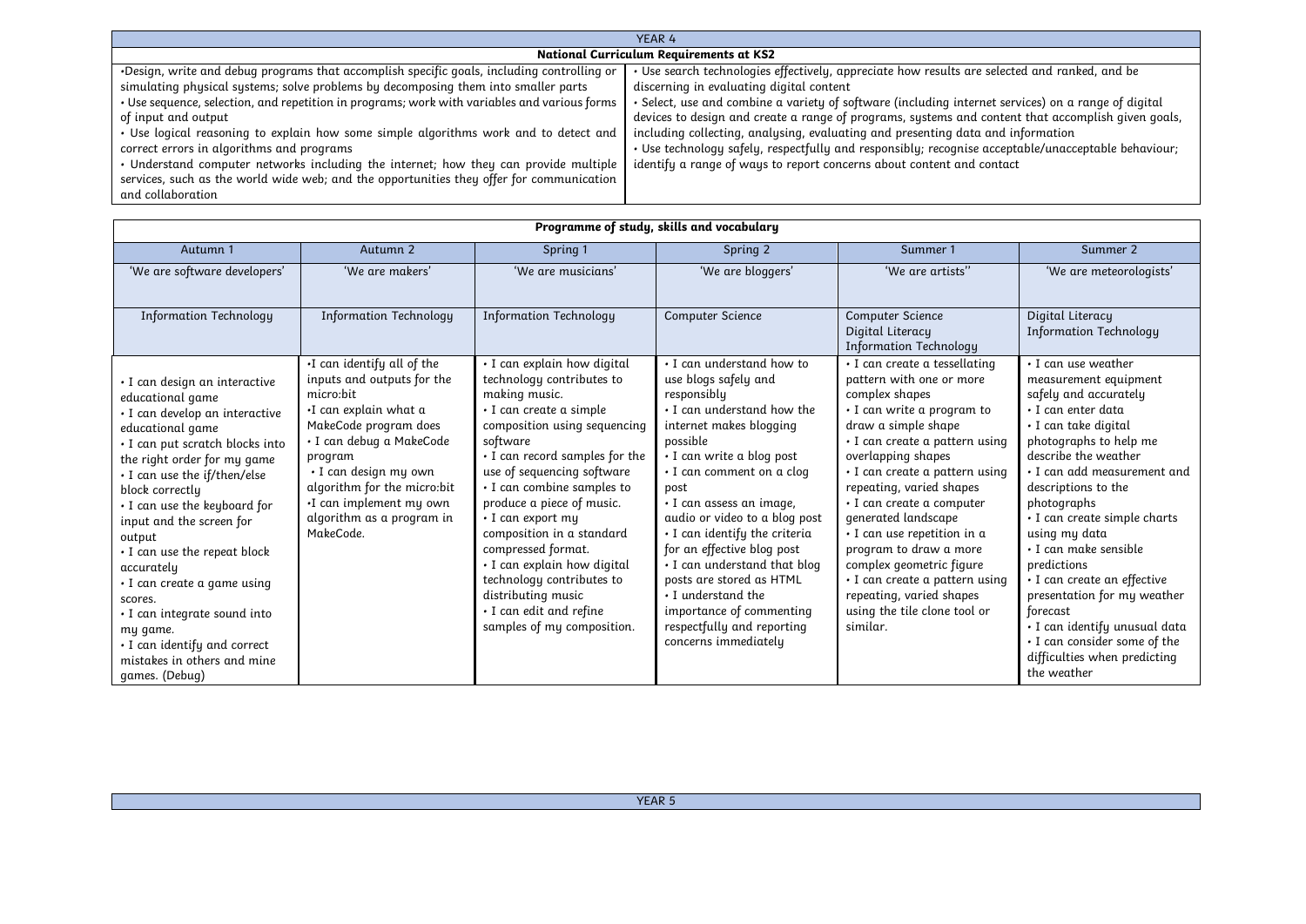## YEAR 4

### National Curriculum Requirements at KS2

| | |
|---|---|
| •Design, write and debug programs that accomplish specific goals, including controlling or simulating physical systems; solve problems by decomposing them into smaller parts<br>• Use sequence, selection, and repetition in programs; work with variables and various forms of input and output<br>• Use logical reasoning to explain how some simple algorithms work and to detect and correct errors in algorithms and programs<br>• Understand computer networks including the internet; how they can provide multiple services, such as the world wide web; and the opportunities they offer for communication and collaboration | • Use search technologies effectively, appreciate how results are selected and ranked, and be discerning in evaluating digital content<br>• Select, use and combine a variety of software (including internet services) on a range of digital devices to design and create a range of programs, systems and content that accomplish given goals, including collecting, analysing, evaluating and presenting data and information<br>• Use technology safely, respectfully and responsibly; recognise acceptable/unacceptable behaviour; identify a range of ways to report concerns about content and contact |

### Programme of study, skills and vocabulary

| Autumn 1 | Autumn 2 | Spring 1 | Spring 2 | Summer 1 | Summer 2 |
|---|---|---|---|---|---|
| 'We are software developers' | 'We are makers' | 'We are musicians' | 'We are bloggers' | 'We are artists'' | 'We are meteorologists' |
| Information Technology | Information Technology | Information Technology | Computer Science | Computer Science<br>Digital Literacy<br>Information Technology | Digital Literacy<br>Information Technology |
| • I can design an interactive educational game<br>• I can develop an interactive educational game<br>• I can put scratch blocks into the right order for my game<br>• I can use the if/then/else block correctly<br>• I can use the keyboard for input and the screen for output<br>• I can use the repeat block accurately<br>• I can create a game using scores.<br>• I can integrate sound into my game.<br>• I can identify and correct mistakes in others and mine games. (Debug) | •I can identify all of the inputs and outputs for the micro:bit<br>•I can explain what a MakeCode program does<br>• I can debug a MakeCode program<br>• I can design my own algorithm for the micro:bit<br>•I can implement my own algorithm as a program in MakeCode. | • I can explain how digital technology contributes to making music.<br>• I can create a simple composition using sequencing software<br>• I can record samples for the use of sequencing software<br>• I can combine samples to produce a piece of music.<br>• I can export my composition in a standard compressed format.<br>• I can explain how digital technology contributes to distributing music<br>• I can edit and refine samples of my composition. | • I can understand how to use blogs safely and responsibly<br>• I can understand how the internet makes blogging possible<br>• I can write a blog post<br>• I can comment on a clog post<br>• I can assess an image, audio or video to a blog post<br>• I can identify the criteria for an effective blog post<br>• I can understand that blog posts are stored as HTML<br>• I understand the importance of commenting respectfully and reporting concerns immediately | • I can create a tessellating pattern with one or more complex shapes<br>• I can write a program to draw a simple shape<br>• I can create a pattern using overlapping shapes<br>• I can create a pattern using repeating, varied shapes<br>• I can create a computer generated landscape<br>• I can use repetition in a program to draw a more complex geometric figure<br>• I can create a pattern using repeating, varied shapes using the tile clone tool or similar. | • I can use weather measurement equipment safely and accurately<br>• I can enter data<br>• I can take digital photographs to help me describe the weather<br>• I can add measurement and descriptions to the photographs<br>• I can create simple charts using my data<br>• I can make sensible predictions<br>• I can create an effective presentation for my weather forecast<br>• I can identify unusual data<br>• I can consider some of the difficulties when predicting the weather |

## YEAR 5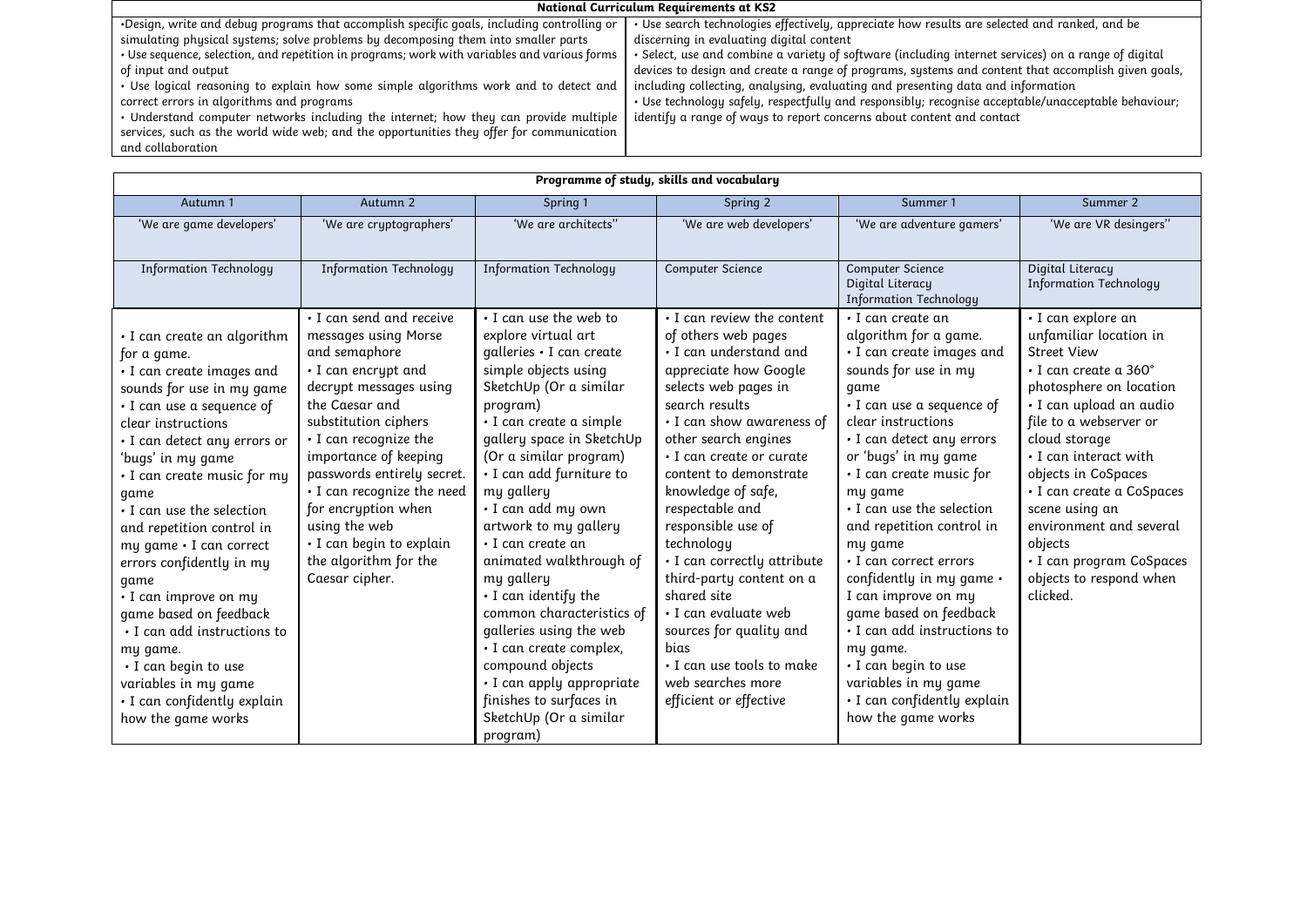**National Curriculum Requirements at KS2**

| | |
|---|---|
| •Design, write and debug programs that accomplish specific goals, including controlling or simulating physical systems; solve problems by decomposing them into smaller parts<br>• Use sequence, selection, and repetition in programs; work with variables and various forms of input and output<br>• Use logical reasoning to explain how some simple algorithms work and to detect and correct errors in algorithms and programs<br>• Understand computer networks including the internet; how they can provide multiple services, such as the world wide web; and the opportunities they offer for communication and collaboration | • Use search technologies effectively, appreciate how results are selected and ranked, and be discerning in evaluating digital content<br>• Select, use and combine a variety of software (including internet services) on a range of digital devices to design and create a range of programs, systems and content that accomplish given goals, including collecting, analysing, evaluating and presenting data and information<br>• Use technology safely, respectfully and responsibly; recognise acceptable/unacceptable behaviour; identify a range of ways to report concerns about content and contact |

**Programme of study, skills and vocabulary**

| Autumn 1 | Autumn 2 | Spring 1 | Spring 2 | Summer 1 | Summer 2 |
|---|---|---|---|---|---|
| 'We are game developers' | 'We are cryptographers' | 'We are architects'' | 'We are web developers' | 'We are adventure gamers' | 'We are VR desingers'' |
| Information Technology | Information Technology | Information Technology | Computer Science | Computer Science<br>Digital Literacy<br>Information Technology | Digital Literacy<br>Information Technology |
| • I can create an algorithm for a game.<br>• I can create images and sounds for use in my game<br>• I can use a sequence of clear instructions<br>• I can detect any errors or 'bugs' in my game<br>• I can create music for my game<br>• I can use the selection and repetition control in my game • I can correct errors confidently in my game<br>• I can improve on my game based on feedback<br>• I can add instructions to my game.<br>• I can begin to use variables in my game<br>• I can confidently explain how the game works | • I can send and receive messages using Morse and semaphore<br>• I can encrypt and decrypt messages using the Caesar and substitution ciphers<br>• I can recognize the importance of keeping passwords entirely secret.<br>• I can recognize the need for encryption when using the web<br>• I can begin to explain the algorithm for the Caesar cipher. | • I can use the web to explore virtual art galleries • I can create simple objects using SketchUp (Or a similar program)<br>• I can create a simple gallery space in SketchUp (Or a similar program)<br>• I can add furniture to my gallery<br>• I can add my own artwork to my gallery<br>• I can create an animated walkthrough of my gallery<br>• I can identify the common characteristics of galleries using the web<br>• I can create complex, compound objects<br>• I can apply appropriate finishes to surfaces in SketchUp (Or a similar program) | • I can review the content of others web pages<br>• I can understand and appreciate how Google selects web pages in search results<br>• I can show awareness of other search engines<br>• I can create or curate content to demonstrate knowledge of safe, respectable and responsible use of technology<br>• I can correctly attribute third-party content on a shared site<br>• I can evaluate web sources for quality and bias<br>• I can use tools to make web searches more efficient or effective | • I can create an algorithm for a game.<br>• I can create images and sounds for use in my game<br>• I can use a sequence of clear instructions<br>• I can detect any errors or 'bugs' in my game<br>• I can create music for my game<br>• I can use the selection and repetition control in my game<br>• I can correct errors confidently in my game • I can improve on my game based on feedback<br>• I can add instructions to my game.<br>• I can begin to use variables in my game<br>• I can confidently explain how the game works | • I can explore an unfamiliar location in Street View<br>• I can create a 360° photosphere on location<br>• I can upload an audio file to a webserver or cloud storage<br>• I can interact with objects in CoSpaces<br>• I can create a CoSpaces scene using an environment and several objects<br>• I can program CoSpaces objects to respond when clicked. |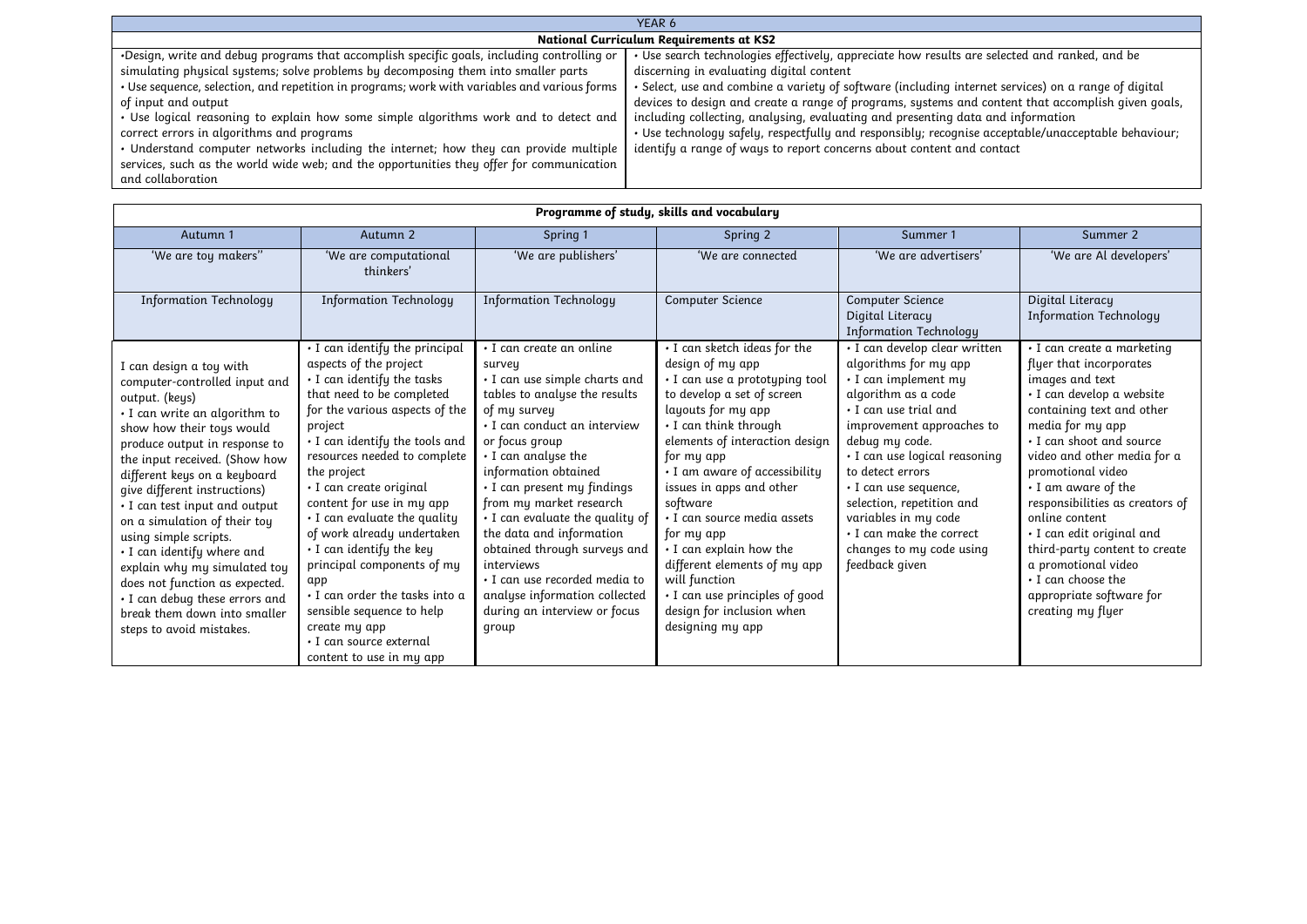## YEAR 6

### National Curriculum Requirements at KS2

| | |
|---|---|
| •Design, write and debug programs that accomplish specific goals, including controlling or simulating physical systems; solve problems by decomposing them into smaller parts<br>• Use sequence, selection, and repetition in programs; work with variables and various forms of input and output<br>• Use logical reasoning to explain how some simple algorithms work and to detect and correct errors in algorithms and programs<br>• Understand computer networks including the internet; how they can provide multiple services, such as the world wide web; and the opportunities they offer for communication and collaboration | • Use search technologies effectively, appreciate how results are selected and ranked, and be discerning in evaluating digital content<br>• Select, use and combine a variety of software (including internet services) on a range of digital devices to design and create a range of programs, systems and content that accomplish given goals, including collecting, analysing, evaluating and presenting data and information<br>• Use technology safely, respectfully and responsibly; recognise acceptable/unacceptable behaviour; identify a range of ways to report concerns about content and contact |

### Programme of study, skills and vocabulary

| Autumn 1 | Autumn 2 | Spring 1 | Spring 2 | Summer 1 | Summer 2 |
|---|---|---|---|---|---|
| 'We are toy makers'' | 'We are computational thinkers' | 'We are publishers' | 'We are connected | 'We are advertisers' | 'We are AI developers' |
| Information Technology | Information Technology | Information Technology | Computer Science | Computer Science<br>Digital Literacy<br>Information Technology | Digital Literacy<br>Information Technology |
| I can design a toy with computer-controlled input and output. (keys)<br>• I can write an algorithm to show how their toys would produce output in response to the input received. (Show how different keys on a keyboard give different instructions)<br>• I can test input and output on a simulation of their toy using simple scripts.<br>• I can identify where and explain why my simulated toy does not function as expected.<br>• I can debug these errors and break them down into smaller steps to avoid mistakes. | • I can identify the principal aspects of the project<br>• I can identify the tasks that need to be completed for the various aspects of the project<br>• I can identify the tools and resources needed to complete the project<br>• I can create original content for use in my app<br>• I can evaluate the quality of work already undertaken<br>• I can identify the key principal components of my app<br>• I can order the tasks into a sensible sequence to help create my app<br>• I can source external content to use in my app | • I can create an online survey<br>• I can use simple charts and tables to analyse the results of my survey<br>• I can conduct an interview or focus group<br>• I can analyse the information obtained<br>• I can present my findings from my market research<br>• I can evaluate the quality of the data and information obtained through surveys and interviews<br>• I can use recorded media to analyse information collected during an interview or focus group | • I can sketch ideas for the design of my app<br>• I can use a prototyping tool to develop a set of screen layouts for my app<br>• I can think through elements of interaction design for my app<br>• I am aware of accessibility issues in apps and other software<br>• I can source media assets for my app<br>• I can explain how the different elements of my app will function<br>• I can use principles of good design for inclusion when designing my app | • I can develop clear written algorithms for my app<br>• I can implement my algorithm as a code<br>• I can use trial and improvement approaches to debug my code.<br>• I can use logical reasoning to detect errors<br>• I can use sequence, selection, repetition and variables in my code<br>• I can make the correct changes to my code using feedback given | • I can create a marketing flyer that incorporates images and text<br>• I can develop a website containing text and other media for my app<br>• I can shoot and source video and other media for a promotional video<br>• I am aware of the responsibilities as creators of online content<br>• I can edit original and third-party content to create a promotional video<br>• I can choose the appropriate software for creating my flyer |